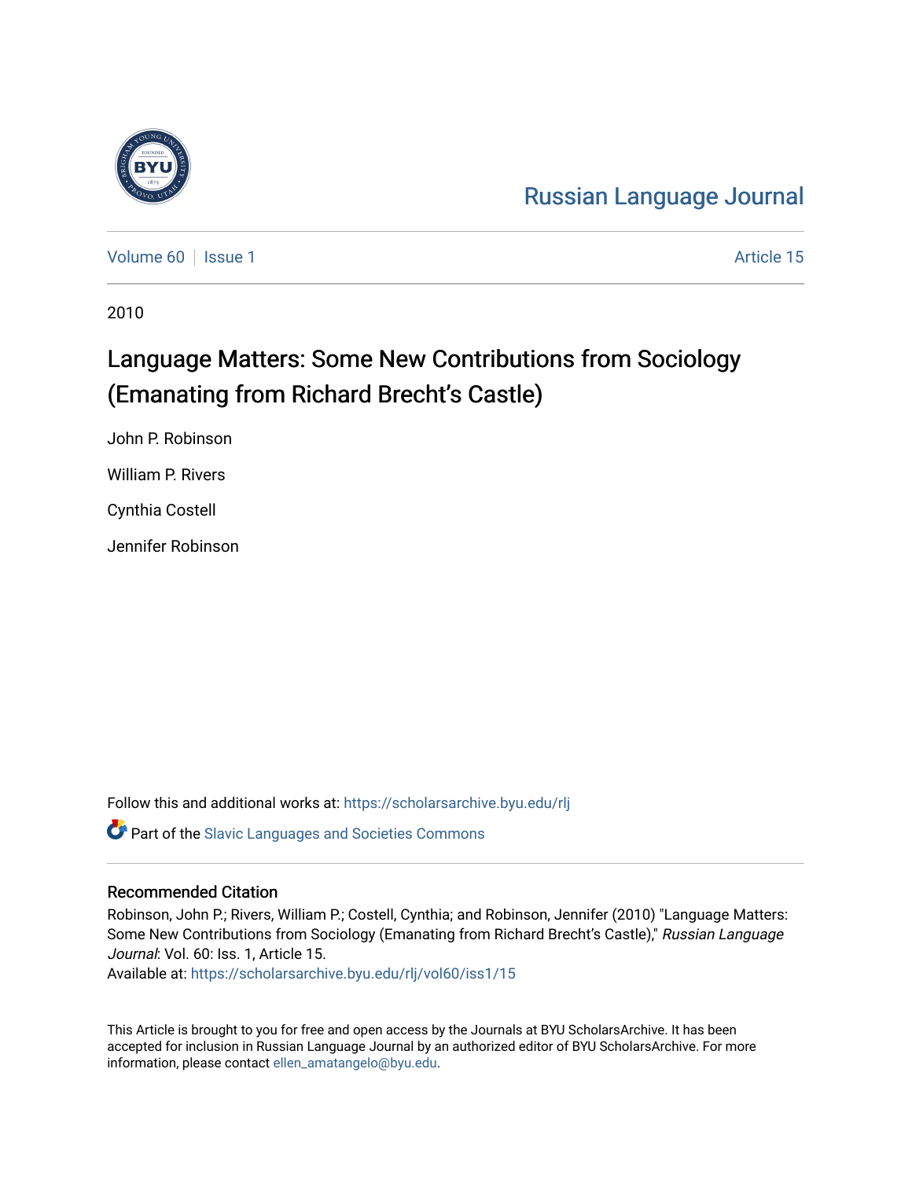Russian Language Journal

Volume 60 | Issue 1 | Article 15

2010

# Language Matters: Some New Contributions from Sociology (Emanating from Richard Brecht's Castle)

John P. Robinson

William P. Rivers

Cynthia Costell

Jennifer Robinson

Follow this and additional works at: https://scholarsarchive.byu.edu/rlj

Part of the Slavic Languages and Societies Commons

## Recommended Citation

Robinson, John P.; Rivers, William P.; Costell, Cynthia; and Robinson, Jennifer (2010) "Language Matters: Some New Contributions from Sociology (Emanating from Richard Brecht's Castle)," *Russian Language Journal*: Vol. 60: Iss. 1, Article 15.

Available at: https://scholarsarchive.byu.edu/rlj/vol60/iss1/15

This Article is brought to you for free and open access by the Journals at BYU ScholarsArchive. It has been accepted for inclusion in Russian Language Journal by an authorized editor of BYU ScholarsArchive. For more information, please contact ellen_amatangelo@byu.edu.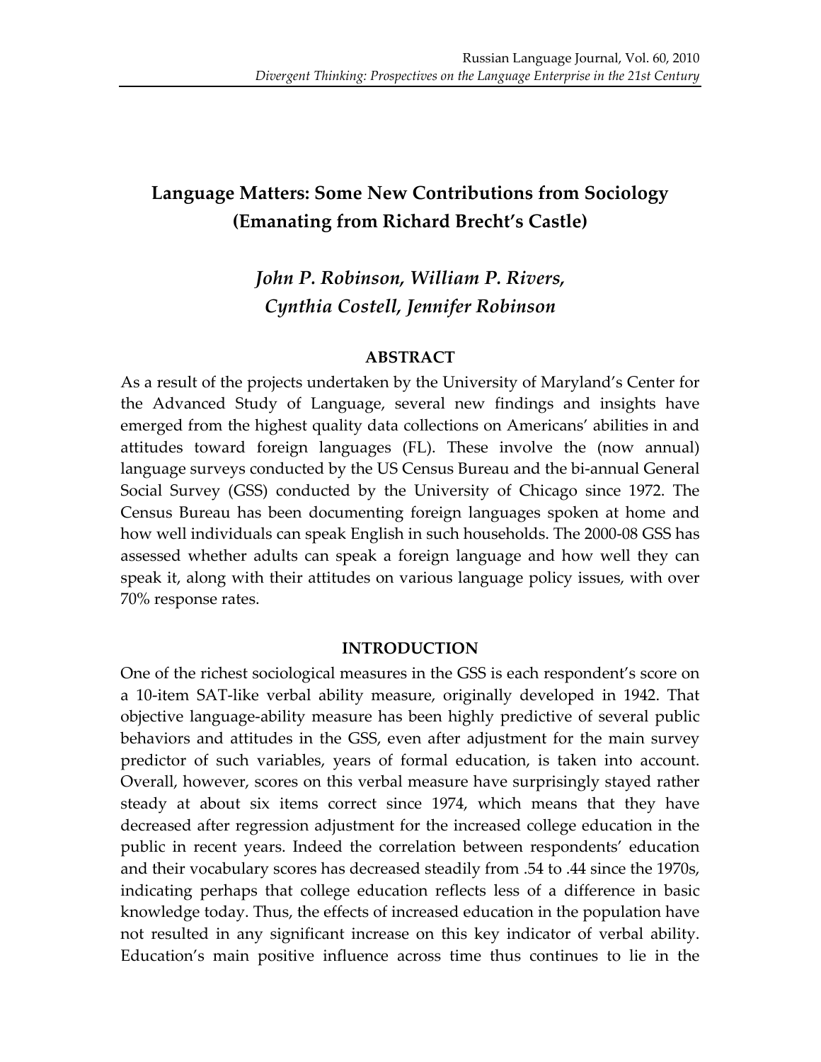# Language Matters: Some New Contributions from Sociology (Emanating from Richard Brecht's Castle)

***John P. Robinson, William P. Rivers, Cynthia Costell, Jennifer Robinson***

## ABSTRACT

As a result of the projects undertaken by the University of Maryland's Center for the Advanced Study of Language, several new findings and insights have emerged from the highest quality data collections on Americans' abilities in and attitudes toward foreign languages (FL). These involve the (now annual) language surveys conducted by the US Census Bureau and the bi-annual General Social Survey (GSS) conducted by the University of Chicago since 1972. The Census Bureau has been documenting foreign languages spoken at home and how well individuals can speak English in such households. The 2000-08 GSS has assessed whether adults can speak a foreign language and how well they can speak it, along with their attitudes on various language policy issues, with over 70% response rates.

## INTRODUCTION

One of the richest sociological measures in the GSS is each respondent's score on a 10-item SAT-like verbal ability measure, originally developed in 1942. That objective language-ability measure has been highly predictive of several public behaviors and attitudes in the GSS, even after adjustment for the main survey predictor of such variables, years of formal education, is taken into account. Overall, however, scores on this verbal measure have surprisingly stayed rather steady at about six items correct since 1974, which means that they have decreased after regression adjustment for the increased college education in the public in recent years. Indeed the correlation between respondents' education and their vocabulary scores has decreased steadily from .54 to .44 since the 1970s, indicating perhaps that college education reflects less of a difference in basic knowledge today. Thus, the effects of increased education in the population have not resulted in any significant increase on this key indicator of verbal ability. Education's main positive influence across time thus continues to lie in the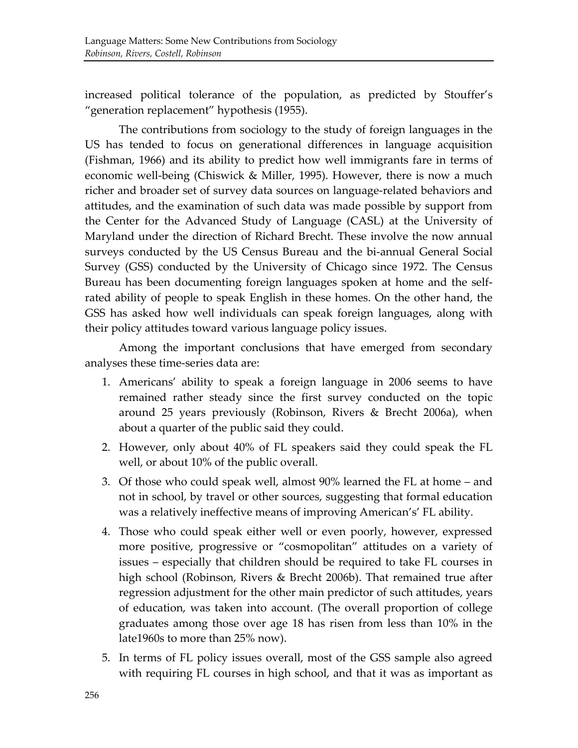increased political tolerance of the population, as predicted by Stouffer's "generation replacement" hypothesis (1955).

The contributions from sociology to the study of foreign languages in the US has tended to focus on generational differences in language acquisition (Fishman, 1966) and its ability to predict how well immigrants fare in terms of economic well-being (Chiswick & Miller, 1995). However, there is now a much richer and broader set of survey data sources on language-related behaviors and attitudes, and the examination of such data was made possible by support from the Center for the Advanced Study of Language (CASL) at the University of Maryland under the direction of Richard Brecht. These involve the now annual surveys conducted by the US Census Bureau and the bi-annual General Social Survey (GSS) conducted by the University of Chicago since 1972. The Census Bureau has been documenting foreign languages spoken at home and the self-rated ability of people to speak English in these homes. On the other hand, the GSS has asked how well individuals can speak foreign languages, along with their policy attitudes toward various language policy issues.

Among the important conclusions that have emerged from secondary analyses these time-series data are:

1. Americans' ability to speak a foreign language in 2006 seems to have remained rather steady since the first survey conducted on the topic around 25 years previously (Robinson, Rivers & Brecht 2006a), when about a quarter of the public said they could.
2. However, only about 40% of FL speakers said they could speak the FL well, or about 10% of the public overall.
3. Of those who could speak well, almost 90% learned the FL at home – and not in school, by travel or other sources, suggesting that formal education was a relatively ineffective means of improving American's' FL ability.
4. Those who could speak either well or even poorly, however, expressed more positive, progressive or "cosmopolitan" attitudes on a variety of issues – especially that children should be required to take FL courses in high school (Robinson, Rivers & Brecht 2006b). That remained true after regression adjustment for the other main predictor of such attitudes, years of education, was taken into account. (The overall proportion of college graduates among those over age 18 has risen from less than 10% in the late1960s to more than 25% now).
5. In terms of FL policy issues overall, most of the GSS sample also agreed with requiring FL courses in high school, and that it was as important as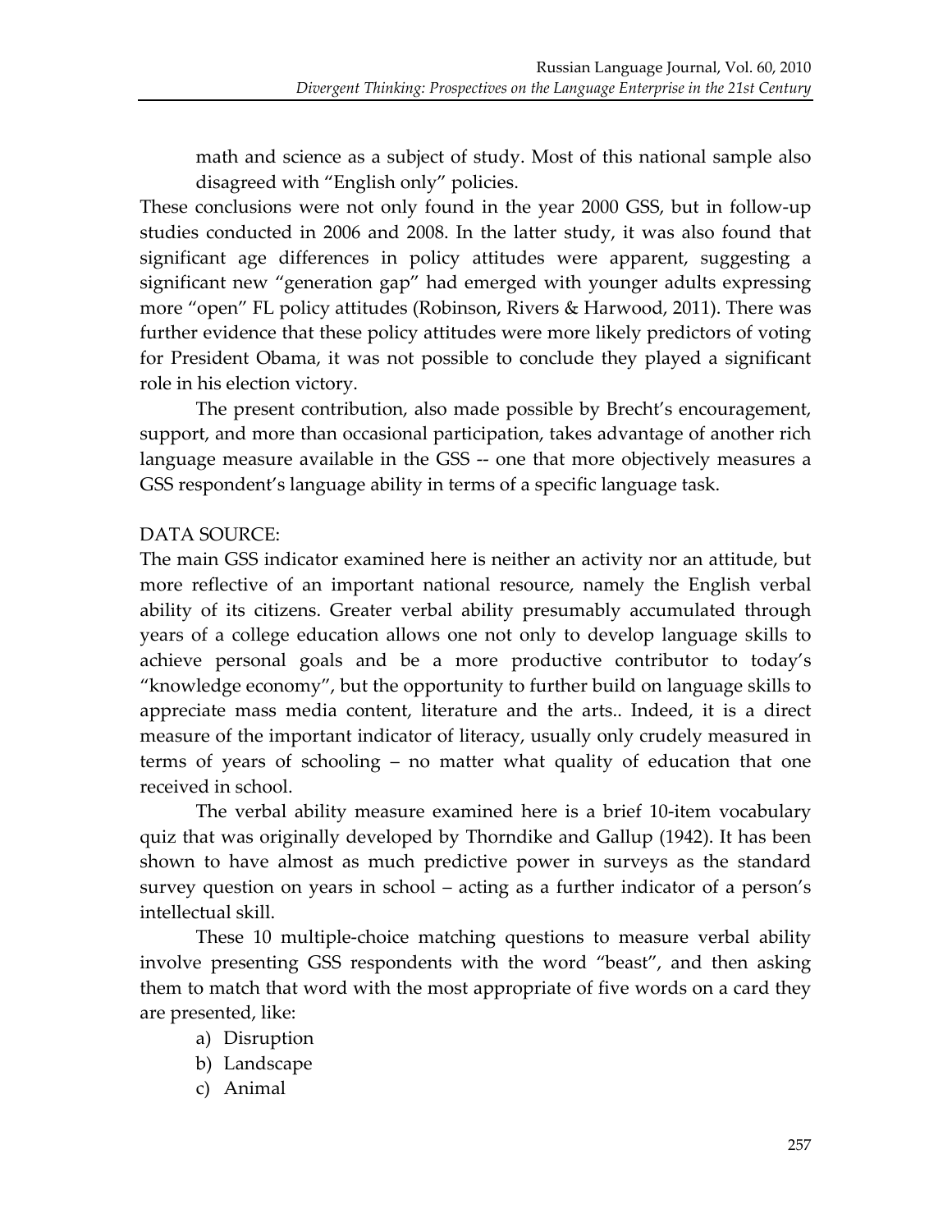math and science as a subject of study. Most of this national sample also disagreed with "English only" policies.

These conclusions were not only found in the year 2000 GSS, but in follow-up studies conducted in 2006 and 2008. In the latter study, it was also found that significant age differences in policy attitudes were apparent, suggesting a significant new "generation gap" had emerged with younger adults expressing more "open" FL policy attitudes (Robinson, Rivers & Harwood, 2011). There was further evidence that these policy attitudes were more likely predictors of voting for President Obama, it was not possible to conclude they played a significant role in his election victory.

The present contribution, also made possible by Brecht's encouragement, support, and more than occasional participation, takes advantage of another rich language measure available in the GSS -- one that more objectively measures a GSS respondent's language ability in terms of a specific language task.

DATA SOURCE:

The main GSS indicator examined here is neither an activity nor an attitude, but more reflective of an important national resource, namely the English verbal ability of its citizens. Greater verbal ability presumably accumulated through years of a college education allows one not only to develop language skills to achieve personal goals and be a more productive contributor to today's "knowledge economy", but the opportunity to further build on language skills to appreciate mass media content, literature and the arts.. Indeed, it is a direct measure of the important indicator of literacy, usually only crudely measured in terms of years of schooling – no matter what quality of education that one received in school.

The verbal ability measure examined here is a brief 10-item vocabulary quiz that was originally developed by Thorndike and Gallup (1942). It has been shown to have almost as much predictive power in surveys as the standard survey question on years in school – acting as a further indicator of a person's intellectual skill.

These 10 multiple-choice matching questions to measure verbal ability involve presenting GSS respondents with the word "beast", and then asking them to match that word with the most appropriate of five words on a card they are presented, like:

a) Disruption
b) Landscape
c) Animal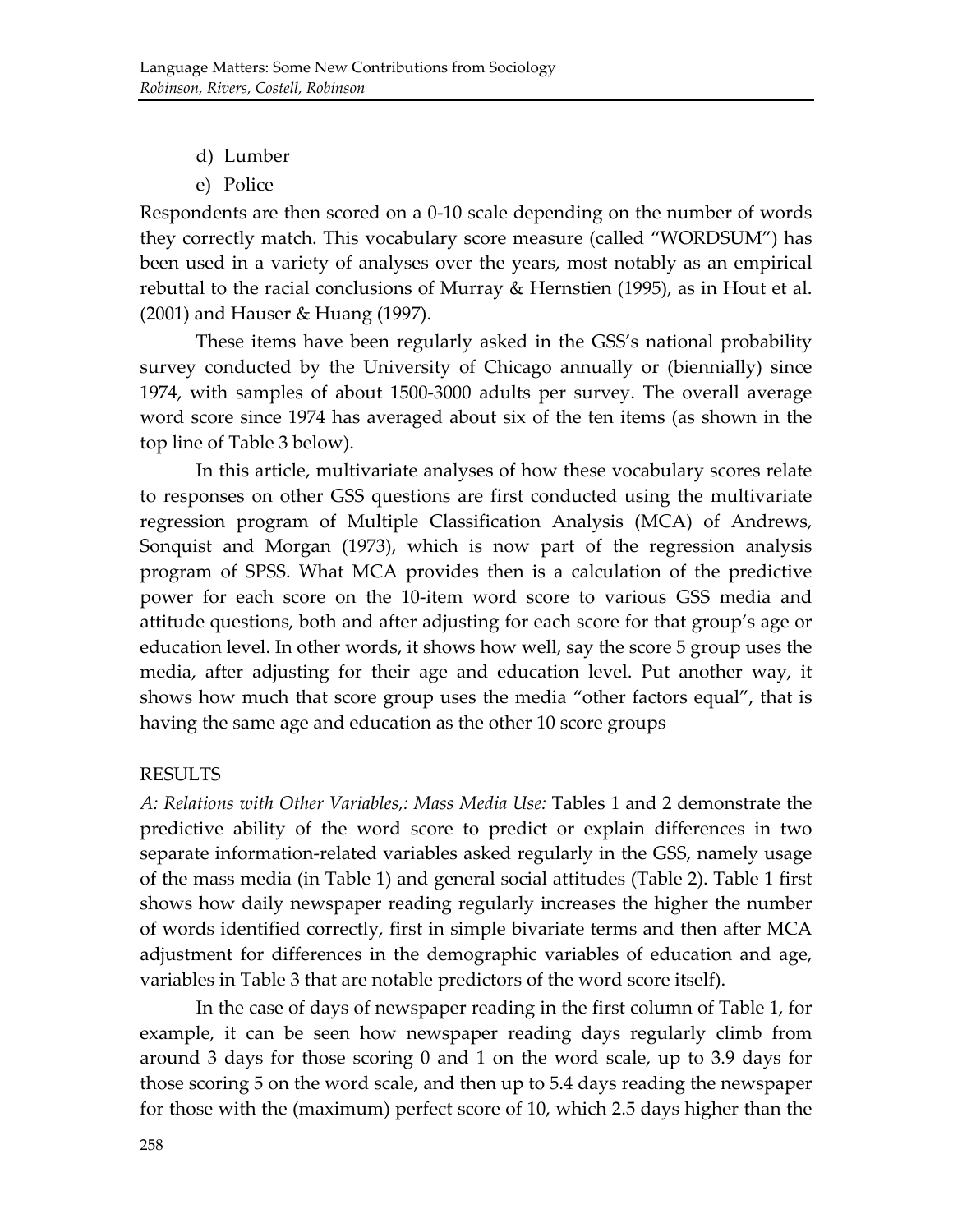d) Lumber
e) Police

Respondents are then scored on a 0-10 scale depending on the number of words they correctly match. This vocabulary score measure (called "WORDSUM") has been used in a variety of analyses over the years, most notably as an empirical rebuttal to the racial conclusions of Murray & Hernstien (1995), as in Hout et al. (2001) and Hauser & Huang (1997).

These items have been regularly asked in the GSS's national probability survey conducted by the University of Chicago annually or (biennially) since 1974, with samples of about 1500-3000 adults per survey. The overall average word score since 1974 has averaged about six of the ten items (as shown in the top line of Table 3 below).

In this article, multivariate analyses of how these vocabulary scores relate to responses on other GSS questions are first conducted using the multivariate regression program of Multiple Classification Analysis (MCA) of Andrews, Sonquist and Morgan (1973), which is now part of the regression analysis program of SPSS. What MCA provides then is a calculation of the predictive power for each score on the 10-item word score to various GSS media and attitude questions, both and after adjusting for each score for that group's age or education level. In other words, it shows how well, say the score 5 group uses the media, after adjusting for their age and education level. Put another way, it shows how much that score group uses the media "other factors equal", that is having the same age and education as the other 10 score groups

## RESULTS

*A: Relations with Other Variables,: Mass Media Use:* Tables 1 and 2 demonstrate the predictive ability of the word score to predict or explain differences in two separate information-related variables asked regularly in the GSS, namely usage of the mass media (in Table 1) and general social attitudes (Table 2). Table 1 first shows how daily newspaper reading regularly increases the higher the number of words identified correctly, first in simple bivariate terms and then after MCA adjustment for differences in the demographic variables of education and age, variables in Table 3 that are notable predictors of the word score itself).

In the case of days of newspaper reading in the first column of Table 1, for example, it can be seen how newspaper reading days regularly climb from around 3 days for those scoring 0 and 1 on the word scale, up to 3.9 days for those scoring 5 on the word scale, and then up to 5.4 days reading the newspaper for those with the (maximum) perfect score of 10, which 2.5 days higher than the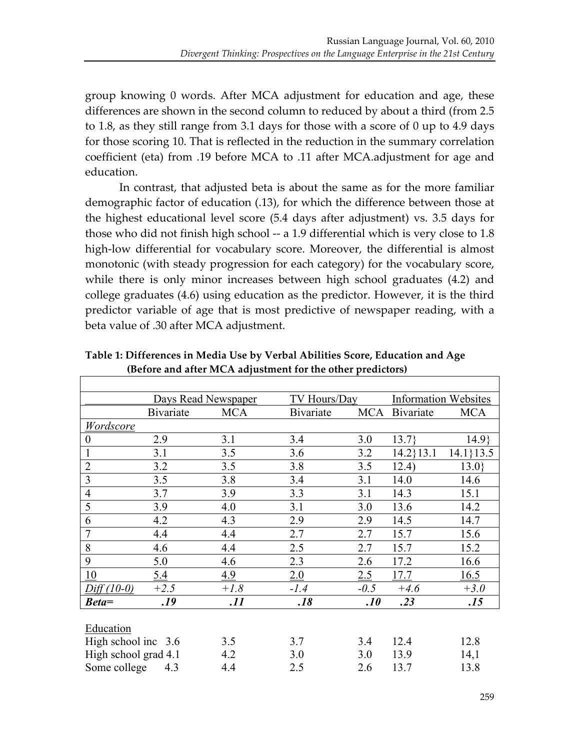group knowing 0 words. After MCA adjustment for education and age, these differences are shown in the second column to reduced by about a third (from 2.5 to 1.8, as they still range from 3.1 days for those with a score of 0 up to 4.9 days for those scoring 10. That is reflected in the reduction in the summary correlation coefficient (eta) from .19 before MCA to .11 after MCA.adjustment for age and education.

In contrast, that adjusted beta is about the same as for the more familiar demographic factor of education (.13), for which the difference between those at the highest educational level score (5.4 days after adjustment) vs. 3.5 days for those who did not finish high school -- a 1.9 differential which is very close to 1.8 high-low differential for vocabulary score. Moreover, the differential is almost monotonic (with steady progression for each category) for the vocabulary score, while there is only minor increases between high school graduates (4.2) and college graduates (4.6) using education as the predictor. However, it is the third predictor variable of age that is most predictive of newspaper reading, with a beta value of .30 after MCA adjustment.

**Table 1: Differences in Media Use by Verbal Abilities Score, Education and Age (Before and after MCA adjustment for the other predictors)**

| | Days Read Newspaper | | TV Hours/Day | | Information Websites | |
|---|---|---|---|---|---|---|
| | Bivariate | MCA | Bivariate | MCA | Bivariate | MCA |
| *Wordscore* | | | | | | |
| 0 | 2.9 | 3.1 | 3.4 | 3.0 | 13.7} | 14.9} |
| 1 | 3.1 | 3.5 | 3.6 | 3.2 | 14.2}13.1 | 14.1}13.5 |
| 2 | 3.2 | 3.5 | 3.8 | 3.5 | 12.4) | 13.0} |
| 3 | 3.5 | 3.8 | 3.4 | 3.1 | 14.0 | 14.6 |
| 4 | 3.7 | 3.9 | 3.3 | 3.1 | 14.3 | 15.1 |
| 5 | 3.9 | 4.0 | 3.1 | 3.0 | 13.6 | 14.2 |
| 6 | 4.2 | 4.3 | 2.9 | 2.9 | 14.5 | 14.7 |
| 7 | 4.4 | 4.4 | 2.7 | 2.7 | 15.7 | 15.6 |
| 8 | 4.6 | 4.4 | 2.5 | 2.7 | 15.7 | 15.2 |
| 9 | 5.0 | 4.6 | 2.3 | 2.6 | 17.2 | 16.6 |
| 10 | 5.4 | 4.9 | 2.0 | 2.5 | 17.7 | 16.5 |
| *Diff (10-0)* | *+2.5* | *+1.8* | *-1.4* | *-0.5* | *+4.6* | *+3.0* |
| ***Beta=*** | ***.19*** | ***.11*** | ***.18*** | ***.10*** | ***.23*** | ***.15*** |
| | | | | | | |
| Education | | | | | | |
| High school inc | 3.6 | 3.5 | 3.7 | 3.4 | 12.4 | 12.8 |
| High school grad | 4.1 | 4.2 | 3.0 | 3.0 | 13.9 | 14,1 |
| Some college | 4.3 | 4.4 | 2.5 | 2.6 | 13.7 | 13.8 |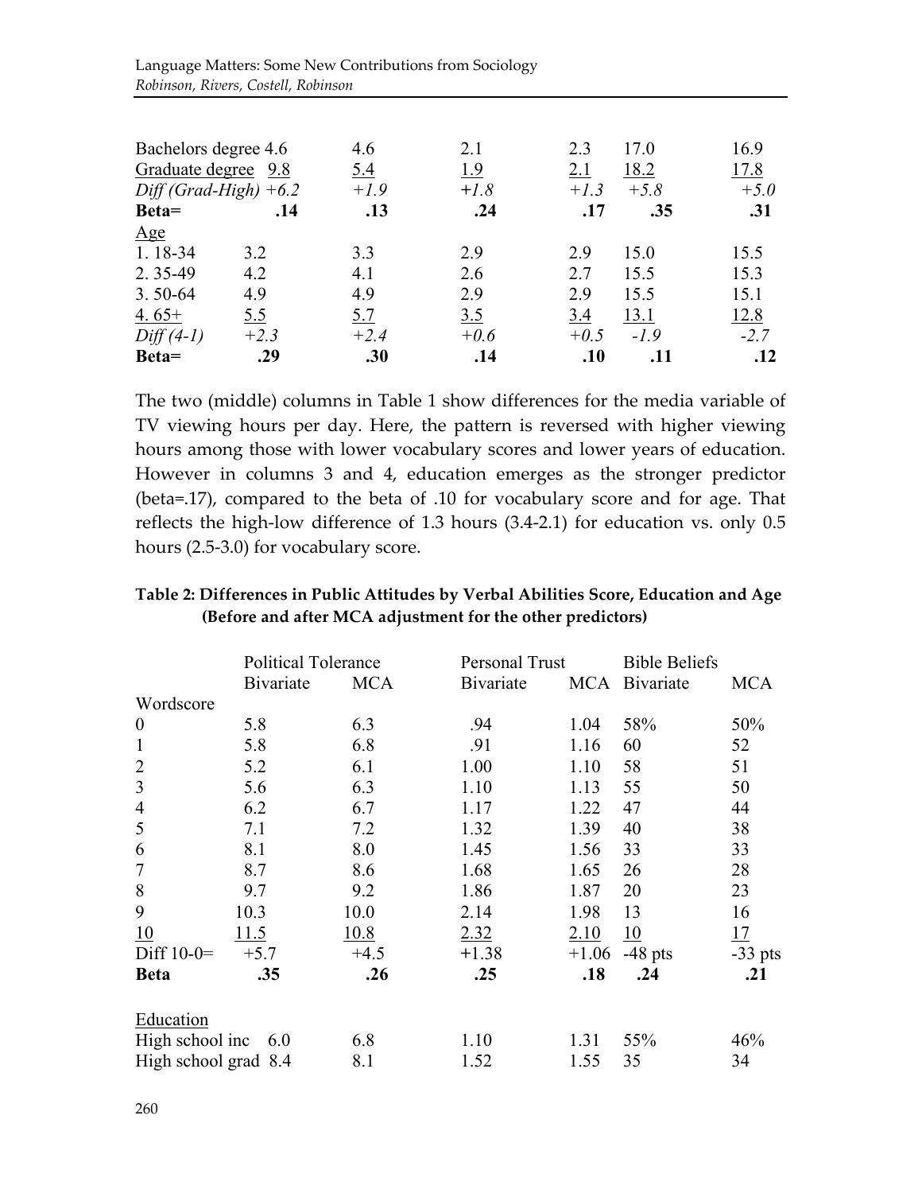| | | | | | | |
|---|---|---|---|---|---|---|
| Bachelors degree | 4.6 | 4.6 | 2.1 | 2.3 | 17.0 | 16.9 |
| Graduate degree | 9.8 | 5.4 | 1.9 | 2.1 | 18.2 | 17.8 |
| *Diff (Grad-High)* | *+6.2* | *+1.9* | *+1.8* | *+1.3* | *+5.8* | *+5.0* |
| **Beta=** | **.14** | **.13** | **.24** | **.17** | **.35** | **.31** |
| Age | | | | | | |
| 1. 18-34 | 3.2 | 3.3 | 2.9 | 2.9 | 15.0 | 15.5 |
| 2. 35-49 | 4.2 | 4.1 | 2.6 | 2.7 | 15.5 | 15.3 |
| 3. 50-64 | 4.9 | 4.9 | 2.9 | 2.9 | 15.5 | 15.1 |
| 4. 65+ | 5.5 | 5.7 | 3.5 | 3.4 | 13.1 | 12.8 |
| *Diff (4-1)* | *+2.3* | *+2.4* | *+0.6* | *+0.5* | *-1.9* | *-2.7* |
| **Beta=** | **.29** | **.30** | **.14** | **.10** | **.11** | **.12** |

The two (middle) columns in Table 1 show differences for the media variable of TV viewing hours per day. Here, the pattern is reversed with higher viewing hours among those with lower vocabulary scores and lower years of education. However in columns 3 and 4, education emerges as the stronger predictor (beta=.17), compared to the beta of .10 for vocabulary score and for age. That reflects the high-low difference of 1.3 hours (3.4-2.1) for education vs. only 0.5 hours (2.5-3.0) for vocabulary score.

**Table 2: Differences in Public Attitudes by Verbal Abilities Score, Education and Age (Before and after MCA adjustment for the other predictors)**

| | Political Tolerance | | Personal Trust | | Bible Beliefs | |
|---|---|---|---|---|---|---|
| | Bivariate | MCA | Bivariate | MCA | Bivariate | MCA |
| Wordscore | | | | | | |
| 0 | 5.8 | 6.3 | .94 | 1.04 | 58% | 50% |
| 1 | 5.8 | 6.8 | .91 | 1.16 | 60 | 52 |
| 2 | 5.2 | 6.1 | 1.00 | 1.10 | 58 | 51 |
| 3 | 5.6 | 6.3 | 1.10 | 1.13 | 55 | 50 |
| 4 | 6.2 | 6.7 | 1.17 | 1.22 | 47 | 44 |
| 5 | 7.1 | 7.2 | 1.32 | 1.39 | 40 | 38 |
| 6 | 8.1 | 8.0 | 1.45 | 1.56 | 33 | 33 |
| 7 | 8.7 | 8.6 | 1.68 | 1.65 | 26 | 28 |
| 8 | 9.7 | 9.2 | 1.86 | 1.87 | 20 | 23 |
| 9 | 10.3 | 10.0 | 2.14 | 1.98 | 13 | 16 |
| 10 | 11.5 | 10.8 | 2.32 | 2.10 | 10 | 17 |
| Diff 10-0= | +5.7 | +4.5 | +1.38 | +1.06 | -48 pts | -33 pts |
| **Beta** | **.35** | **.26** | **.25** | **.18** | **.24** | **.21** |
| Education | | | | | | |
| High school inc | 6.0 | 6.8 | 1.10 | 1.31 | 55% | 46% |
| High school grad | 8.4 | 8.1 | 1.52 | 1.55 | 35 | 34 |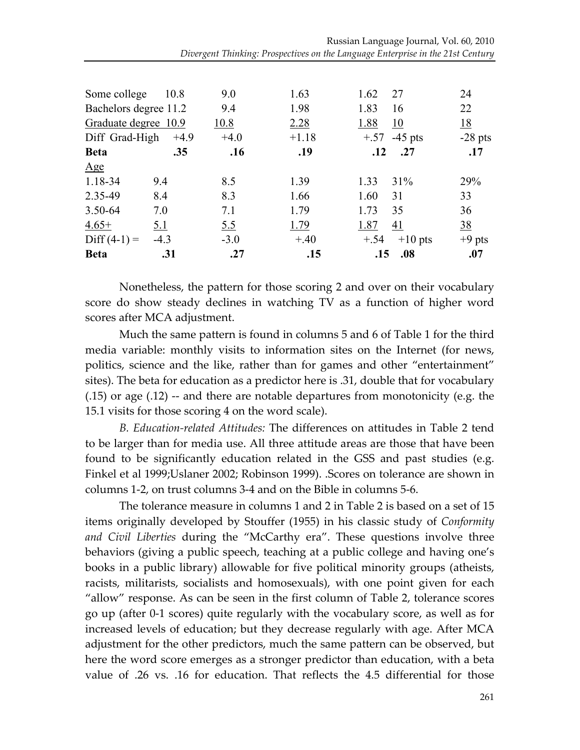| | | | | | | |
|---|---|---|---|---|---|---|
| Some college | 10.8 | 9.0 | 1.63 | 1.62 | 27 | 24 |
| Bachelors degree | 11.2 | 9.4 | 1.98 | 1.83 | 16 | 22 |
| Graduate degree | 10.9 | 10.8 | 2.28 | 1.88 | 10 | 18 |
| Diff Grad-High | +4.9 | +4.0 | +1.18 | +.57 | -45 pts | -28 pts |
| **Beta** | **.35** | **.16** | **.19** | **.12** | **.27** | **.17** |
| Age | | | | | | |
| 1.18-34 | 9.4 | 8.5 | 1.39 | 1.33 | 31% | 29% |
| 2.35-49 | 8.4 | 8.3 | 1.66 | 1.60 | 31 | 33 |
| 3.50-64 | 7.0 | 7.1 | 1.79 | 1.73 | 35 | 36 |
| 4.65+ | 5.1 | 5.5 | 1.79 | 1.87 | 41 | 38 |
| Diff (4-1) = | -4.3 | -3.0 | +.40 | +.54 | +10 pts | +9 pts |
| **Beta** | **.31** | **.27** | **.15** | **.15** | **.08** | **.07** |

Nonetheless, the pattern for those scoring 2 and over on their vocabulary score do show steady declines in watching TV as a function of higher word scores after MCA adjustment.

Much the same pattern is found in columns 5 and 6 of Table 1 for the third media variable: monthly visits to information sites on the Internet (for news, politics, science and the like, rather than for games and other "entertainment" sites). The beta for education as a predictor here is .31, double that for vocabulary (.15) or age (.12) -- and there are notable departures from monotonicity (e.g. the 15.1 visits for those scoring 4 on the word scale).

*B. Education-related Attitudes:* The differences on attitudes in Table 2 tend to be larger than for media use. All three attitude areas are those that have been found to be significantly education related in the GSS and past studies (e.g. Finkel et al 1999;Uslaner 2002; Robinson 1999). .Scores on tolerance are shown in columns 1-2, on trust columns 3-4 and on the Bible in columns 5-6.

The tolerance measure in columns 1 and 2 in Table 2 is based on a set of 15 items originally developed by Stouffer (1955) in his classic study of *Conformity and Civil Liberties* during the "McCarthy era". These questions involve three behaviors (giving a public speech, teaching at a public college and having one's books in a public library) allowable for five political minority groups (atheists, racists, militarists, socialists and homosexuals), with one point given for each "allow" response. As can be seen in the first column of Table 2, tolerance scores go up (after 0-1 scores) quite regularly with the vocabulary score, as well as for increased levels of education; but they decrease regularly with age. After MCA adjustment for the other predictors, much the same pattern can be observed, but here the word score emerges as a stronger predictor than education, with a beta value of .26 vs. .16 for education. That reflects the 4.5 differential for those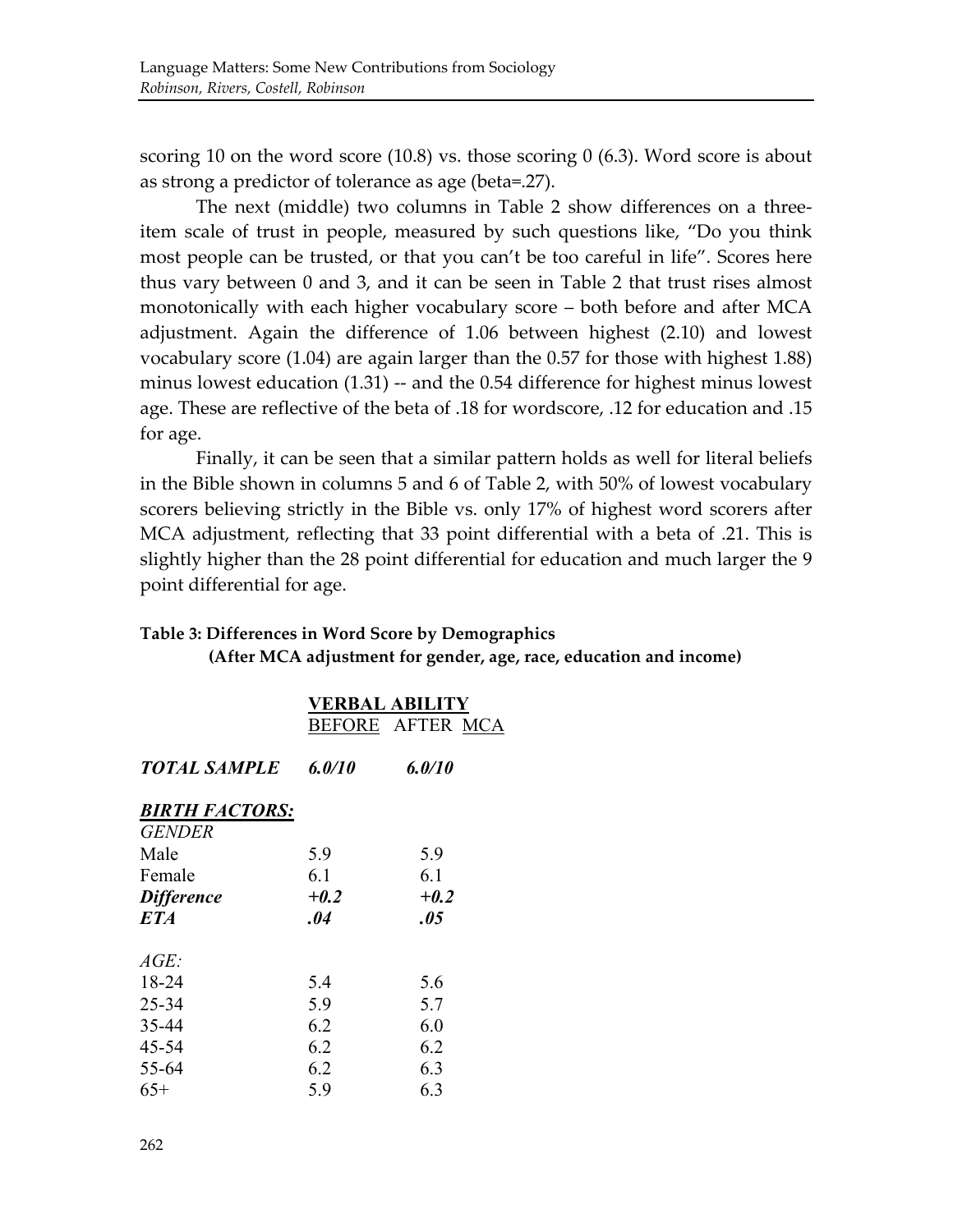scoring 10 on the word score (10.8) vs. those scoring 0 (6.3). Word score is about as strong a predictor of tolerance as age (beta=.27).

The next (middle) two columns in Table 2 show differences on a three-item scale of trust in people, measured by such questions like, "Do you think most people can be trusted, or that you can't be too careful in life". Scores here thus vary between 0 and 3, and it can be seen in Table 2 that trust rises almost monotonically with each higher vocabulary score – both before and after MCA adjustment. Again the difference of 1.06 between highest (2.10) and lowest vocabulary score (1.04) are again larger than the 0.57 for those with highest 1.88) minus lowest education (1.31) -- and the 0.54 difference for highest minus lowest age. These are reflective of the beta of .18 for wordscore, .12 for education and .15 for age.

Finally, it can be seen that a similar pattern holds as well for literal beliefs in the Bible shown in columns 5 and 6 of Table 2, with 50% of lowest vocabulary scorers believing strictly in the Bible vs. only 17% of highest word scorers after MCA adjustment, reflecting that 33 point differential with a beta of .21. This is slightly higher than the 28 point differential for education and much larger the 9 point differential for age.

**Table 3: Differences in Word Score by Demographics (After MCA adjustment for gender, age, race, education and income)**

| | VERBAL ABILITY | |
|---|---|---|
| | BEFORE | AFTER MCA |
| ***TOTAL SAMPLE*** | ***6.0/10*** | ***6.0/10*** |
| ***BIRTH FACTORS:*** | | |
| *GENDER* | | |
| Male | 5.9 | 5.9 |
| Female | 6.1 | 6.1 |
| ***Difference*** | ***+0.2*** | ***+0.2*** |
| ***ETA*** | ***.04*** | ***.05*** |
| *AGE:* | | |
| 18-24 | 5.4 | 5.6 |
| 25-34 | 5.9 | 5.7 |
| 35-44 | 6.2 | 6.0 |
| 45-54 | 6.2 | 6.2 |
| 55-64 | 6.2 | 6.3 |
| 65+ | 5.9 | 6.3 |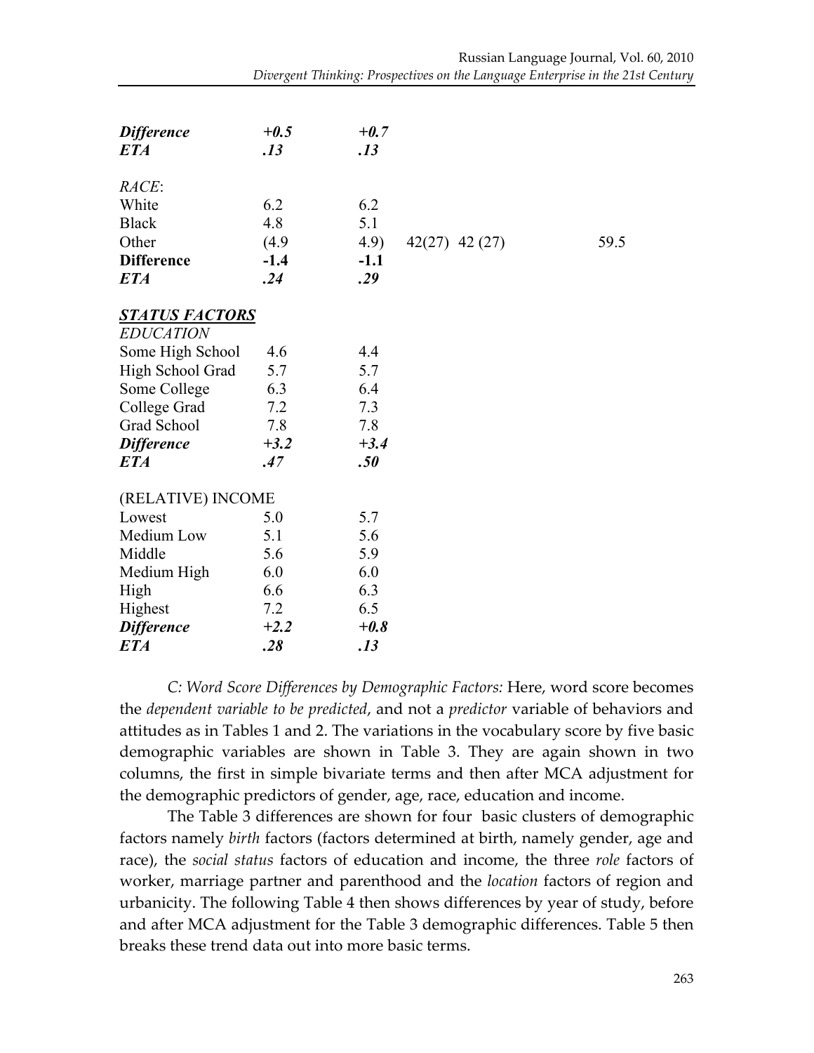| | | | | | |
|---|---|---|---|---|---|
| ***Difference*** | ***+0.5*** | ***+0.7*** | | | |
| ***ETA*** | ***.13*** | ***.13*** | | | |
| | | | | | |
| *RACE*: | | | | | |
| White | 6.2 | 6.2 | | | |
| Black | 4.8 | 5.1 | | | |
| Other | (4.9 | 4.9) | 42(27) | 42 (27) | 59.5 |
| **Difference** | **-1.4** | **-1.1** | | | |
| ***ETA*** | ***.24*** | ***.29*** | | | |
| | | | | | |
| ***STATUS FACTORS*** | | | | | |
| *EDUCATION* | | | | | |
| Some High School | 4.6 | 4.4 | | | |
| High School Grad | 5.7 | 5.7 | | | |
| Some College | 6.3 | 6.4 | | | |
| College Grad | 7.2 | 7.3 | | | |
| Grad School | 7.8 | 7.8 | | | |
| ***Difference*** | ***+3.2*** | ***+3.4*** | | | |
| ***ETA*** | ***.47*** | ***.50*** | | | |
| | | | | | |
| (RELATIVE) INCOME | | | | | |
| Lowest | 5.0 | 5.7 | | | |
| Medium Low | 5.1 | 5.6 | | | |
| Middle | 5.6 | 5.9 | | | |
| Medium High | 6.0 | 6.0 | | | |
| High | 6.6 | 6.3 | | | |
| Highest | 7.2 | 6.5 | | | |
| ***Difference*** | ***+2.2*** | ***+0.8*** | | | |
| ***ETA*** | ***.28*** | ***.13*** | | | |

*C: Word Score Differences by Demographic Factors:* Here, word score becomes the *dependent variable to be predicted*, and not a *predictor* variable of behaviors and attitudes as in Tables 1 and 2. The variations in the vocabulary score by five basic demographic variables are shown in Table 3. They are again shown in two columns, the first in simple bivariate terms and then after MCA adjustment for the demographic predictors of gender, age, race, education and income.

The Table 3 differences are shown for four basic clusters of demographic factors namely *birth* factors (factors determined at birth, namely gender, age and race), the *social status* factors of education and income, the three *role* factors of worker, marriage partner and parenthood and the *location* factors of region and urbanicity. The following Table 4 then shows differences by year of study, before and after MCA adjustment for the Table 3 demographic differences. Table 5 then breaks these trend data out into more basic terms.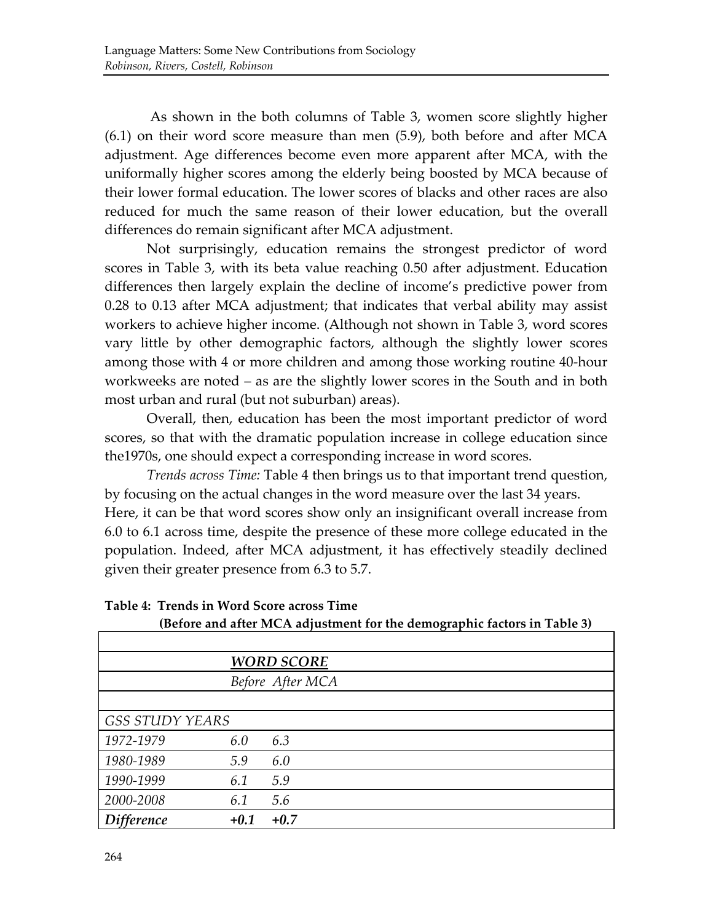As shown in the both columns of Table 3, women score slightly higher (6.1) on their word score measure than men (5.9), both before and after MCA adjustment. Age differences become even more apparent after MCA, with the uniformally higher scores among the elderly being boosted by MCA because of their lower formal education. The lower scores of blacks and other races are also reduced for much the same reason of their lower education, but the overall differences do remain significant after MCA adjustment.

Not surprisingly, education remains the strongest predictor of word scores in Table 3, with its beta value reaching 0.50 after adjustment. Education differences then largely explain the decline of income's predictive power from 0.28 to 0.13 after MCA adjustment; that indicates that verbal ability may assist workers to achieve higher income. (Although not shown in Table 3, word scores vary little by other demographic factors, although the slightly lower scores among those with 4 or more children and among those working routine 40-hour workweeks are noted – as are the slightly lower scores in the South and in both most urban and rural (but not suburban) areas).

Overall, then, education has been the most important predictor of word scores, so that with the dramatic population increase in college education since the1970s, one should expect a corresponding increase in word scores.

*Trends across Time:* Table 4 then brings us to that important trend question, by focusing on the actual changes in the word measure over the last 34 years. Here, it can be that word scores show only an insignificant overall increase from 6.0 to 6.1 across time, despite the presence of these more college educated in the population. Indeed, after MCA adjustment, it has effectively steadily declined given their greater presence from 6.3 to 5.7.

**Table 4: Trends in Word Score across Time**
**(Before and after MCA adjustment for the demographic factors in Table 3)**

| | ***WORD SCORE*** | |
|---|---|---|
| | *Before* | *After MCA* |
| *GSS STUDY YEARS* | | |
| *1972-1979* | *6.0* | *6.3* |
| *1980-1989* | *5.9* | *6.0* |
| *1990-1999* | *6.1* | *5.9* |
| *2000-2008* | *6.1* | *5.6* |
| ***Difference*** | ***+0.1*** | ***+0.7*** |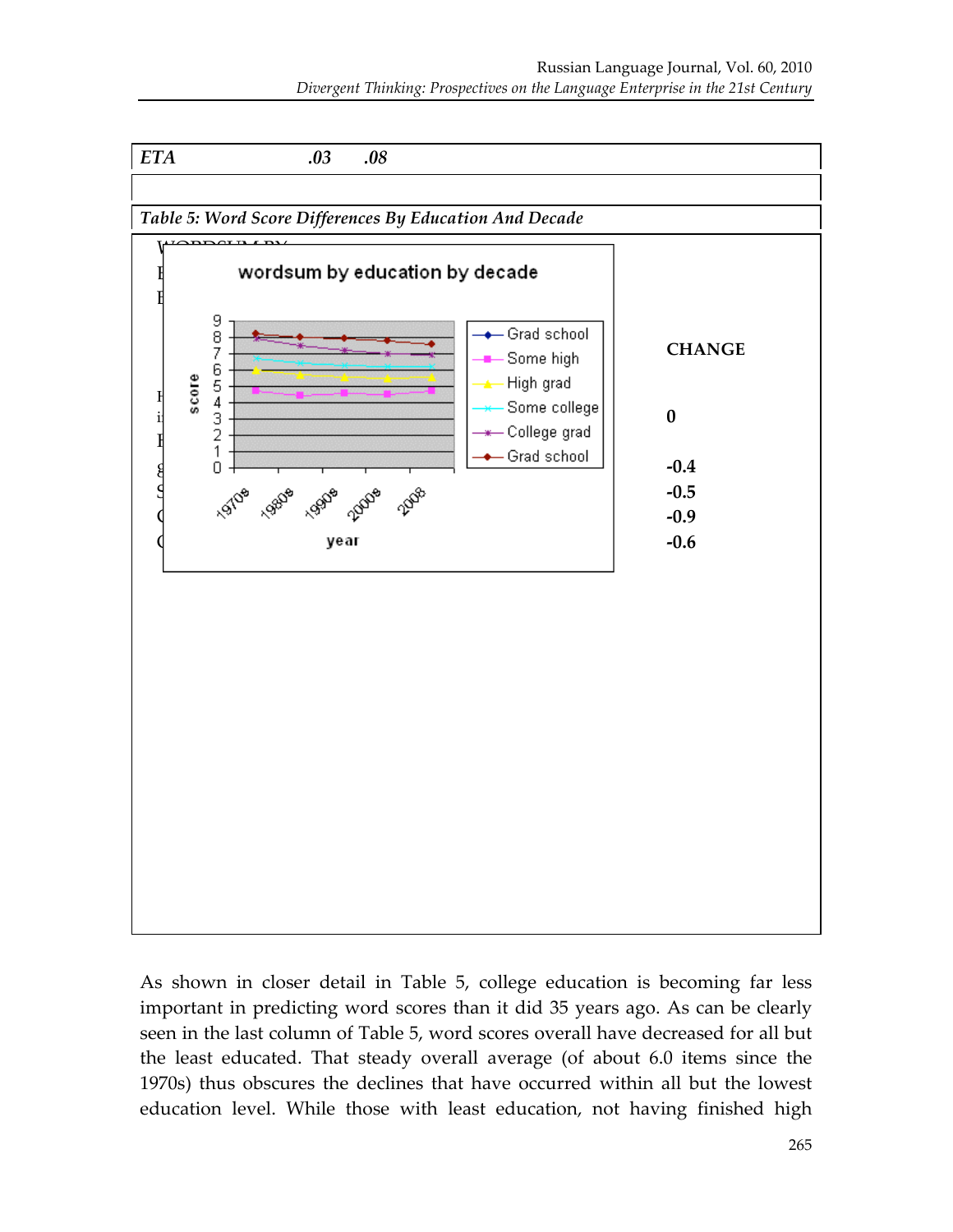| ETA | .03 | .08 |
|---|---|---|

**Table 5: Word Score Differences By Education And Decade**

| | CHANGE |
|---|---|
| | 0 |
| | -0.4 |
| | -0.5 |
| | -0.9 |
| | -0.6 |

As shown in closer detail in Table 5, college education is becoming far less important in predicting word scores than it did 35 years ago. As can be clearly seen in the last column of Table 5, word scores overall have decreased for all but the least educated. That steady overall average (of about 6.0 items since the 1970s) thus obscures the declines that have occurred within all but the lowest education level. While those with least education, not having finished high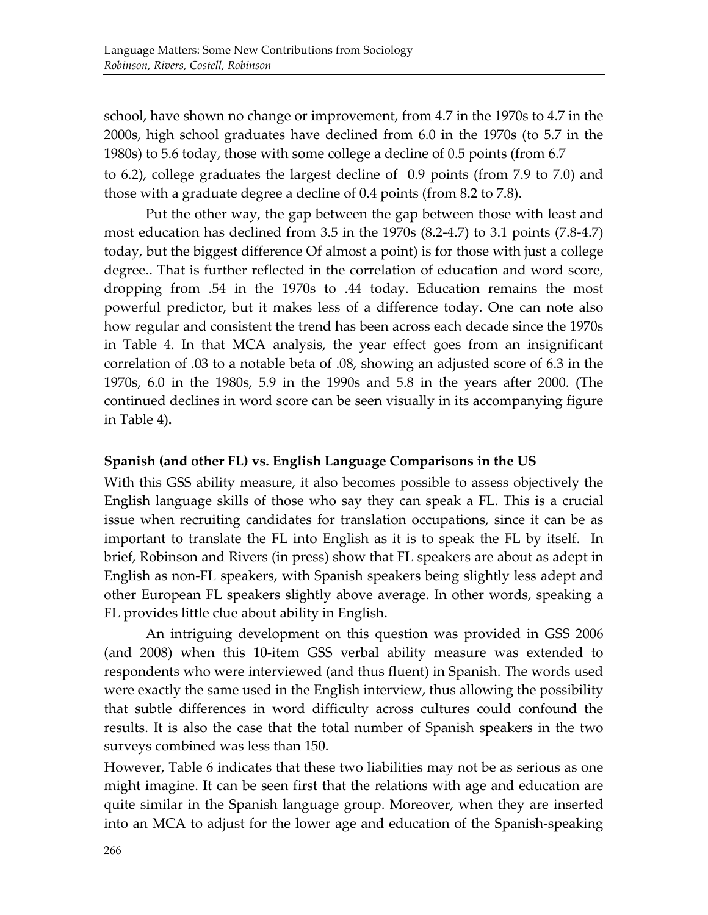school, have shown no change or improvement, from 4.7 in the 1970s to 4.7 in the 2000s, high school graduates have declined from 6.0 in the 1970s (to 5.7 in the 1980s) to 5.6 today, those with some college a decline of 0.5 points (from 6.7 to 6.2), college graduates the largest decline of 0.9 points (from 7.9 to 7.0) and those with a graduate degree a decline of 0.4 points (from 8.2 to 7.8).

Put the other way, the gap between the gap between those with least and most education has declined from 3.5 in the 1970s (8.2-4.7) to 3.1 points (7.8-4.7) today, but the biggest difference Of almost a point) is for those with just a college degree.. That is further reflected in the correlation of education and word score, dropping from .54 in the 1970s to .44 today. Education remains the most powerful predictor, but it makes less of a difference today. One can note also how regular and consistent the trend has been across each decade since the 1970s in Table 4. In that MCA analysis, the year effect goes from an insignificant correlation of .03 to a notable beta of .08, showing an adjusted score of 6.3 in the 1970s, 6.0 in the 1980s, 5.9 in the 1990s and 5.8 in the years after 2000. (The continued declines in word score can be seen visually in its accompanying figure in Table 4)**.**

**Spanish (and other FL) vs. English Language Comparisons in the US**

With this GSS ability measure, it also becomes possible to assess objectively the English language skills of those who say they can speak a FL. This is a crucial issue when recruiting candidates for translation occupations, since it can be as important to translate the FL into English as it is to speak the FL by itself. In brief, Robinson and Rivers (in press) show that FL speakers are about as adept in English as non-FL speakers, with Spanish speakers being slightly less adept and other European FL speakers slightly above average. In other words, speaking a FL provides little clue about ability in English.

An intriguing development on this question was provided in GSS 2006 (and 2008) when this 10-item GSS verbal ability measure was extended to respondents who were interviewed (and thus fluent) in Spanish. The words used were exactly the same used in the English interview, thus allowing the possibility that subtle differences in word difficulty across cultures could confound the results. It is also the case that the total number of Spanish speakers in the two surveys combined was less than 150.

However, Table 6 indicates that these two liabilities may not be as serious as one might imagine. It can be seen first that the relations with age and education are quite similar in the Spanish language group. Moreover, when they are inserted into an MCA to adjust for the lower age and education of the Spanish-speaking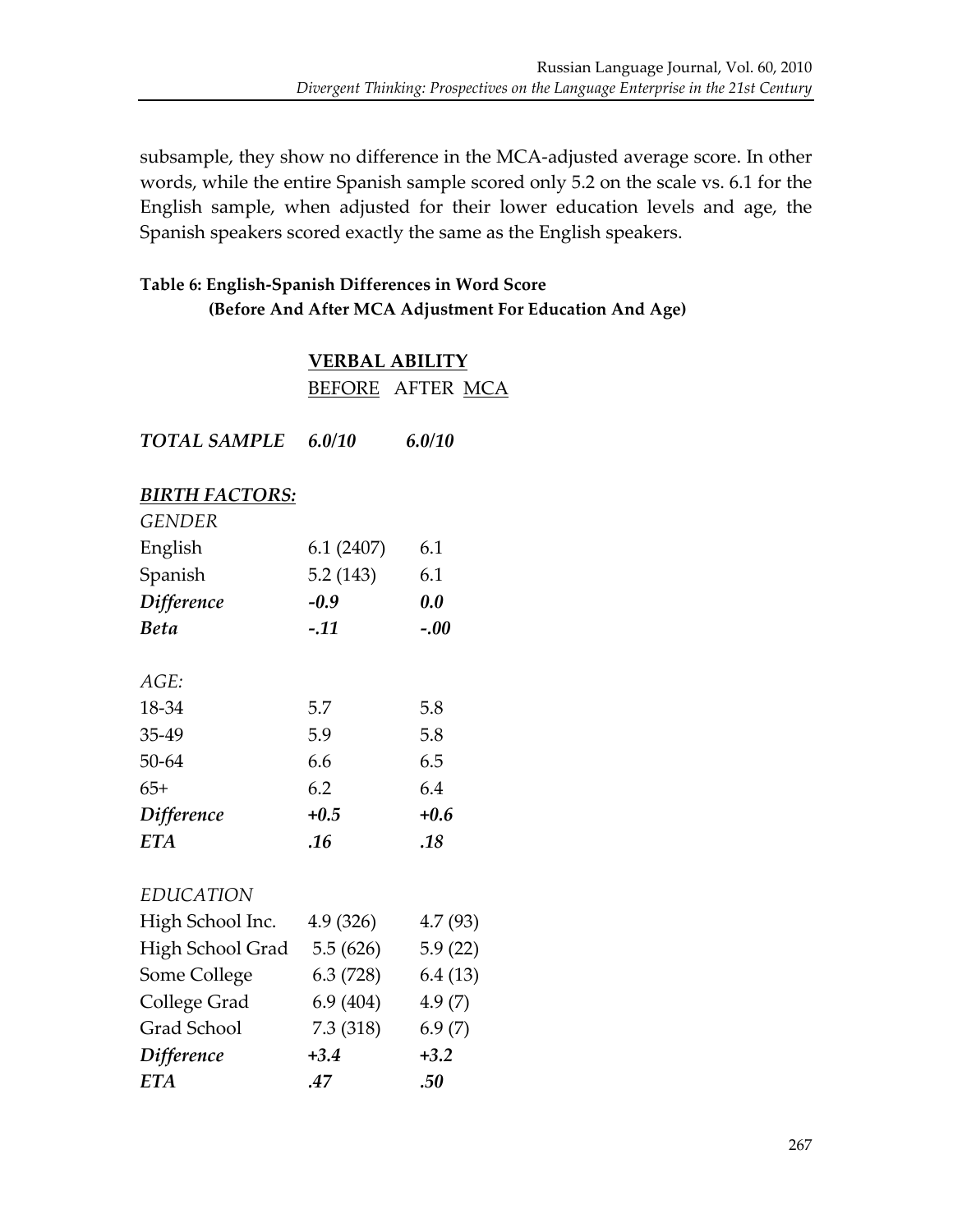subsample, they show no difference in the MCA-adjusted average score. In other words, while the entire Spanish sample scored only 5.2 on the scale vs. 6.1 for the English sample, when adjusted for their lower education levels and age, the Spanish speakers scored exactly the same as the English speakers.

**Table 6: English-Spanish Differences in Word Score (Before And After MCA Adjustment For Education And Age)**

| | VERBAL ABILITY | |
|---|---|---|
| | BEFORE | AFTER MCA |
| ***TOTAL SAMPLE*** | ***6.0/10*** | ***6.0/10*** |
| ***BIRTH FACTORS:*** | | |
| *GENDER* | | |
| English | 6.1 (2407) | 6.1 |
| Spanish | 5.2 (143) | 6.1 |
| ***Difference*** | ***-0.9*** | ***0.0*** |
| ***Beta*** | ***-.11*** | ***-.00*** |
| *AGE:* | | |
| 18-34 | 5.7 | 5.8 |
| 35-49 | 5.9 | 5.8 |
| 50-64 | 6.6 | 6.5 |
| 65+ | 6.2 | 6.4 |
| ***Difference*** | ***+0.5*** | ***+0.6*** |
| ***ETA*** | ***.16*** | ***.18*** |
| *EDUCATION* | | |
| High School Inc. | 4.9 (326) | 4.7 (93) |
| High School Grad | 5.5 (626) | 5.9 (22) |
| Some College | 6.3 (728) | 6.4 (13) |
| College Grad | 6.9 (404) | 4.9 (7) |
| Grad School | 7.3 (318) | 6.9 (7) |
| ***Difference*** | ***+3.4*** | ***+3.2*** |
| ***ETA*** | ***.47*** | ***.50*** |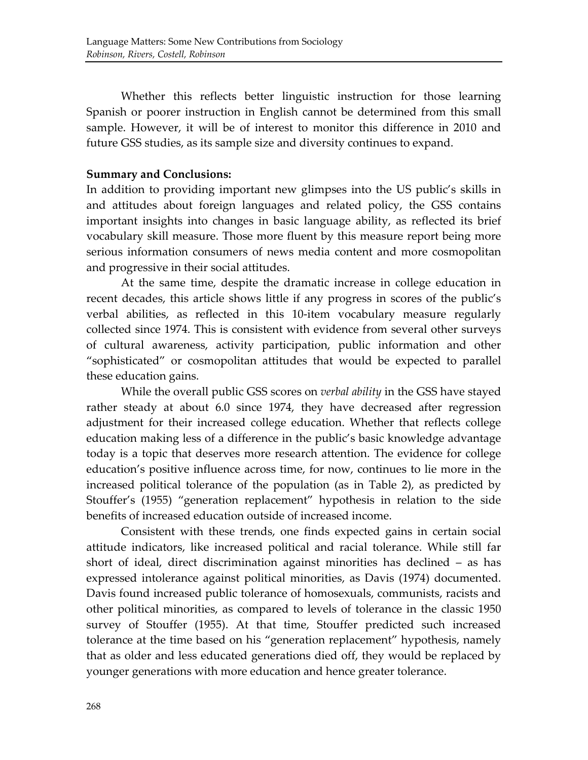Whether this reflects better linguistic instruction for those learning Spanish or poorer instruction in English cannot be determined from this small sample. However, it will be of interest to monitor this difference in 2010 and future GSS studies, as its sample size and diversity continues to expand.

**Summary and Conclusions:**

In addition to providing important new glimpses into the US public's skills in and attitudes about foreign languages and related policy, the GSS contains important insights into changes in basic language ability, as reflected its brief vocabulary skill measure. Those more fluent by this measure report being more serious information consumers of news media content and more cosmopolitan and progressive in their social attitudes.

At the same time, despite the dramatic increase in college education in recent decades, this article shows little if any progress in scores of the public's verbal abilities, as reflected in this 10-item vocabulary measure regularly collected since 1974. This is consistent with evidence from several other surveys of cultural awareness, activity participation, public information and other "sophisticated" or cosmopolitan attitudes that would be expected to parallel these education gains.

While the overall public GSS scores on *verbal ability* in the GSS have stayed rather steady at about 6.0 since 1974, they have decreased after regression adjustment for their increased college education. Whether that reflects college education making less of a difference in the public's basic knowledge advantage today is a topic that deserves more research attention. The evidence for college education's positive influence across time, for now, continues to lie more in the increased political tolerance of the population (as in Table 2), as predicted by Stouffer's (1955) "generation replacement" hypothesis in relation to the side benefits of increased education outside of increased income.

Consistent with these trends, one finds expected gains in certain social attitude indicators, like increased political and racial tolerance. While still far short of ideal, direct discrimination against minorities has declined – as has expressed intolerance against political minorities, as Davis (1974) documented. Davis found increased public tolerance of homosexuals, communists, racists and other political minorities, as compared to levels of tolerance in the classic 1950 survey of Stouffer (1955). At that time, Stouffer predicted such increased tolerance at the time based on his "generation replacement" hypothesis, namely that as older and less educated generations died off, they would be replaced by younger generations with more education and hence greater tolerance.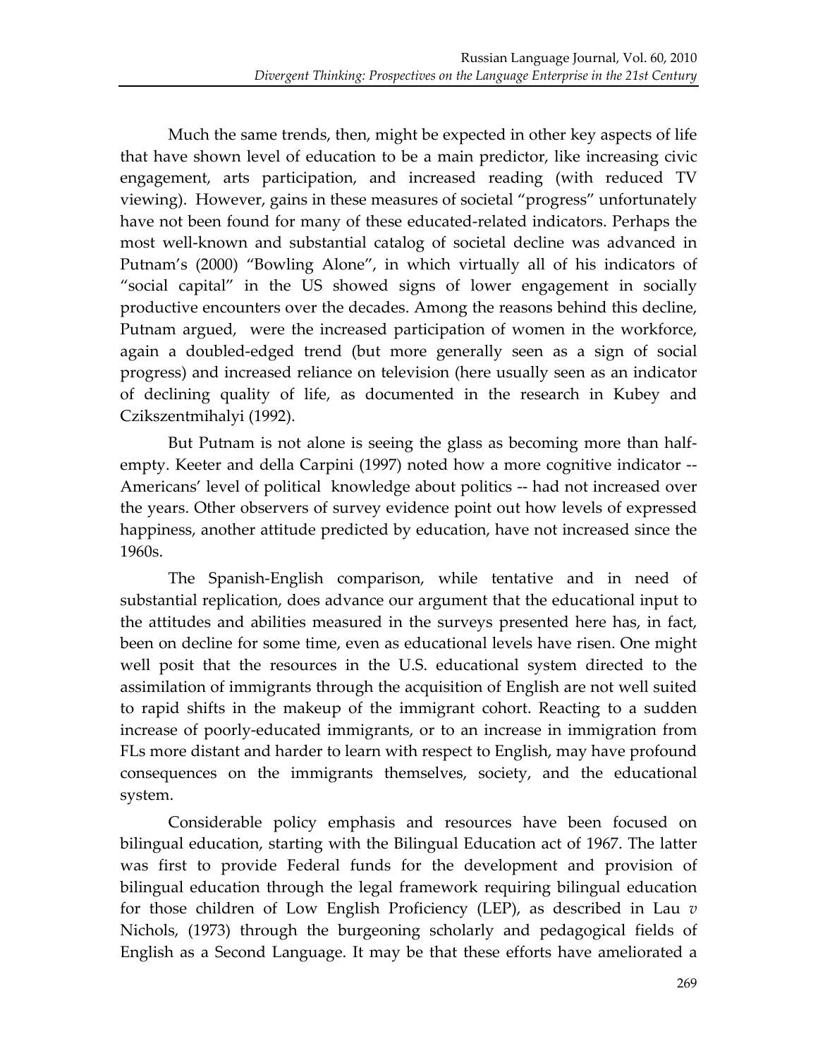Much the same trends, then, might be expected in other key aspects of life that have shown level of education to be a main predictor, like increasing civic engagement, arts participation, and increased reading (with reduced TV viewing). However, gains in these measures of societal "progress" unfortunately have not been found for many of these educated-related indicators. Perhaps the most well-known and substantial catalog of societal decline was advanced in Putnam's (2000) "Bowling Alone", in which virtually all of his indicators of "social capital" in the US showed signs of lower engagement in socially productive encounters over the decades. Among the reasons behind this decline, Putnam argued, were the increased participation of women in the workforce, again a doubled-edged trend (but more generally seen as a sign of social progress) and increased reliance on television (here usually seen as an indicator of declining quality of life, as documented in the research in Kubey and Czikszentmihalyi (1992).

But Putnam is not alone is seeing the glass as becoming more than half-empty. Keeter and della Carpini (1997) noted how a more cognitive indicator -- Americans' level of political knowledge about politics -- had not increased over the years. Other observers of survey evidence point out how levels of expressed happiness, another attitude predicted by education, have not increased since the 1960s.

The Spanish-English comparison, while tentative and in need of substantial replication, does advance our argument that the educational input to the attitudes and abilities measured in the surveys presented here has, in fact, been on decline for some time, even as educational levels have risen. One might well posit that the resources in the U.S. educational system directed to the assimilation of immigrants through the acquisition of English are not well suited to rapid shifts in the makeup of the immigrant cohort. Reacting to a sudden increase of poorly-educated immigrants, or to an increase in immigration from FLs more distant and harder to learn with respect to English, may have profound consequences on the immigrants themselves, society, and the educational system.

Considerable policy emphasis and resources have been focused on bilingual education, starting with the Bilingual Education act of 1967. The latter was first to provide Federal funds for the development and provision of bilingual education through the legal framework requiring bilingual education for those children of Low English Proficiency (LEP), as described in Lau *v* Nichols, (1973) through the burgeoning scholarly and pedagogical fields of English as a Second Language. It may be that these efforts have ameliorated a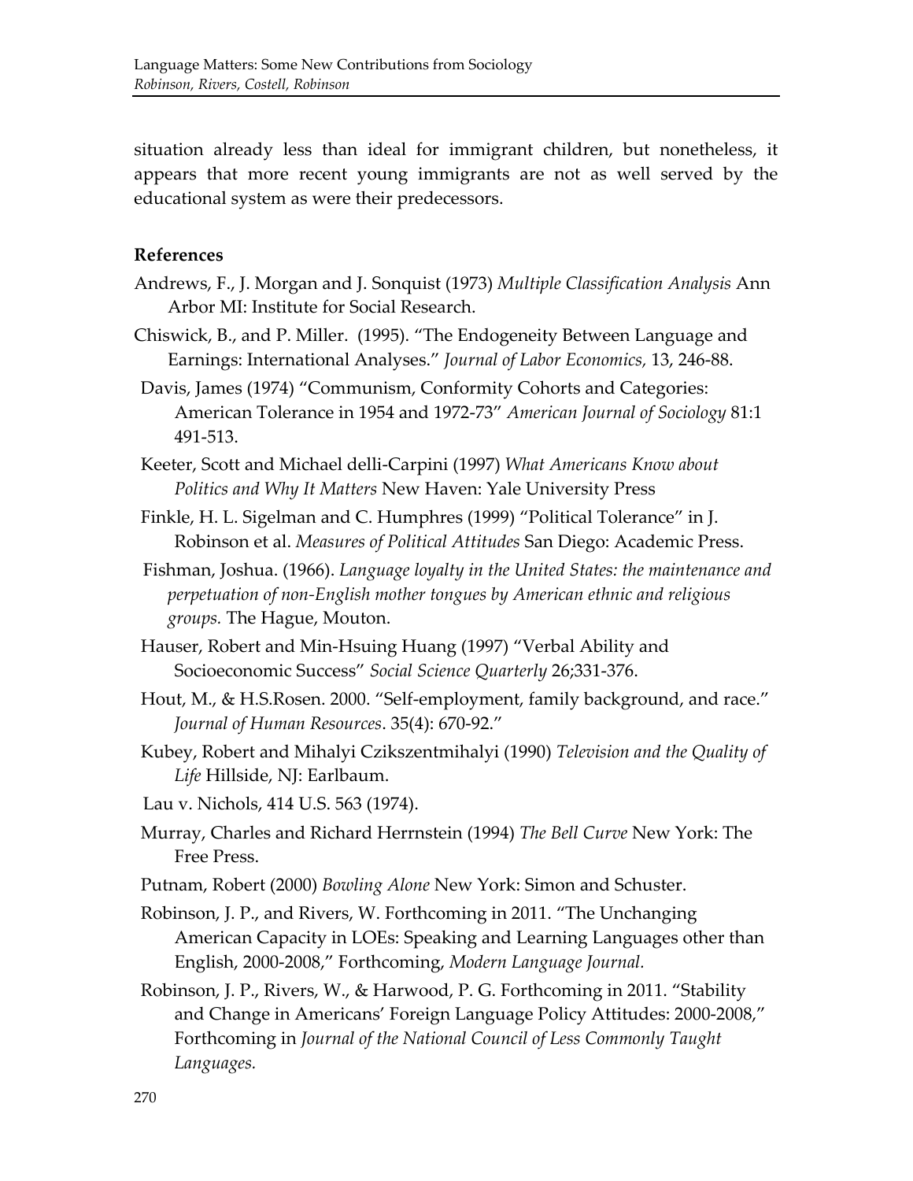situation already less than ideal for immigrant children, but nonetheless, it appears that more recent young immigrants are not as well served by the educational system as were their predecessors.

## References

Andrews, F., J. Morgan and J. Sonquist (1973) *Multiple Classification Analysis* Ann Arbor MI: Institute for Social Research.

Chiswick, B., and P. Miller. (1995). "The Endogeneity Between Language and Earnings: International Analyses." *Journal of Labor Economics,* 13, 246-88.

Davis, James (1974) "Communism, Conformity Cohorts and Categories: American Tolerance in 1954 and 1972-73" *American Journal of Sociology* 81:1 491-513.

Keeter, Scott and Michael delli-Carpini (1997) *What Americans Know about Politics and Why It Matters* New Haven: Yale University Press

Finkle, H. L. Sigelman and C. Humphres (1999) "Political Tolerance" in J. Robinson et al. *Measures of Political Attitudes* San Diego: Academic Press.

Fishman, Joshua. (1966). *Language loyalty in the United States: the maintenance and perpetuation of non-English mother tongues by American ethnic and religious groups.* The Hague, Mouton.

Hauser, Robert and Min-Hsuing Huang (1997) "Verbal Ability and Socioeconomic Success" *Social Science Quarterly* 26;331-376.

Hout, M., & H.S.Rosen. 2000. "Self-employment, family background, and race." *Journal of Human Resources*. 35(4): 670-92."

Kubey, Robert and Mihalyi Czikszentmihalyi (1990) *Television and the Quality of Life* Hillside, NJ: Earlbaum.

Lau v. Nichols, 414 U.S. 563 (1974).

Murray, Charles and Richard Herrnstein (1994) *The Bell Curve* New York: The Free Press.

Putnam, Robert (2000) *Bowling Alone* New York: Simon and Schuster.

Robinson, J. P., and Rivers, W. Forthcoming in 2011. "The Unchanging American Capacity in LOEs: Speaking and Learning Languages other than English, 2000-2008," Forthcoming, *Modern Language Journal.*

Robinson, J. P., Rivers, W., & Harwood, P. G. Forthcoming in 2011. "Stability and Change in Americans' Foreign Language Policy Attitudes: 2000-2008," Forthcoming in *Journal of the National Council of Less Commonly Taught Languages.*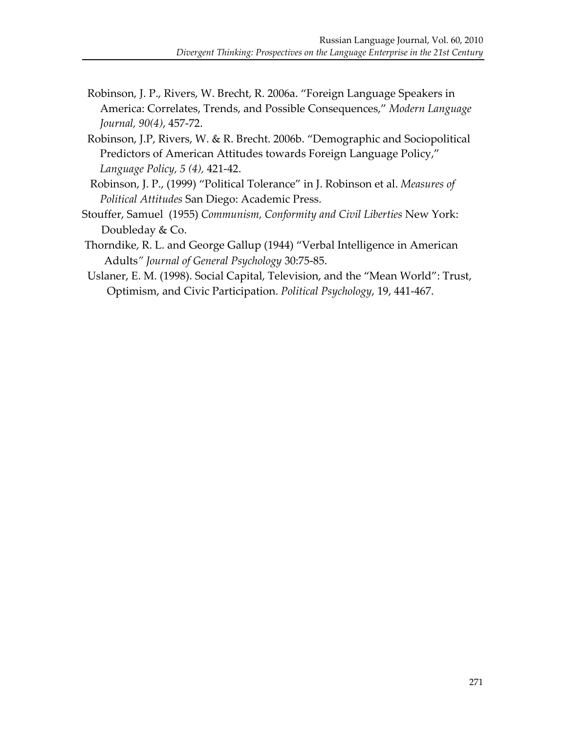Robinson, J. P., Rivers, W. Brecht, R. 2006a. "Foreign Language Speakers in America: Correlates, Trends, and Possible Consequences," *Modern Language Journal, 90(4)*, 457-72.

Robinson, J.P, Rivers, W. & R. Brecht. 2006b. "Demographic and Sociopolitical Predictors of American Attitudes towards Foreign Language Policy," *Language Policy, 5 (4)*, 421-42.

Robinson, J. P., (1999) "Political Tolerance" in J. Robinson et al. *Measures of Political Attitudes* San Diego: Academic Press.

Stouffer, Samuel (1955) *Communism, Conformity and Civil Liberties* New York: Doubleday & Co.

Thorndike, R. L. and George Gallup (1944) "Verbal Intelligence in American Adults" *Journal of General Psychology* 30:75-85.

Uslaner, E. M. (1998). Social Capital, Television, and the "Mean World": Trust, Optimism, and Civic Participation. *Political Psychology*, 19, 441-467.